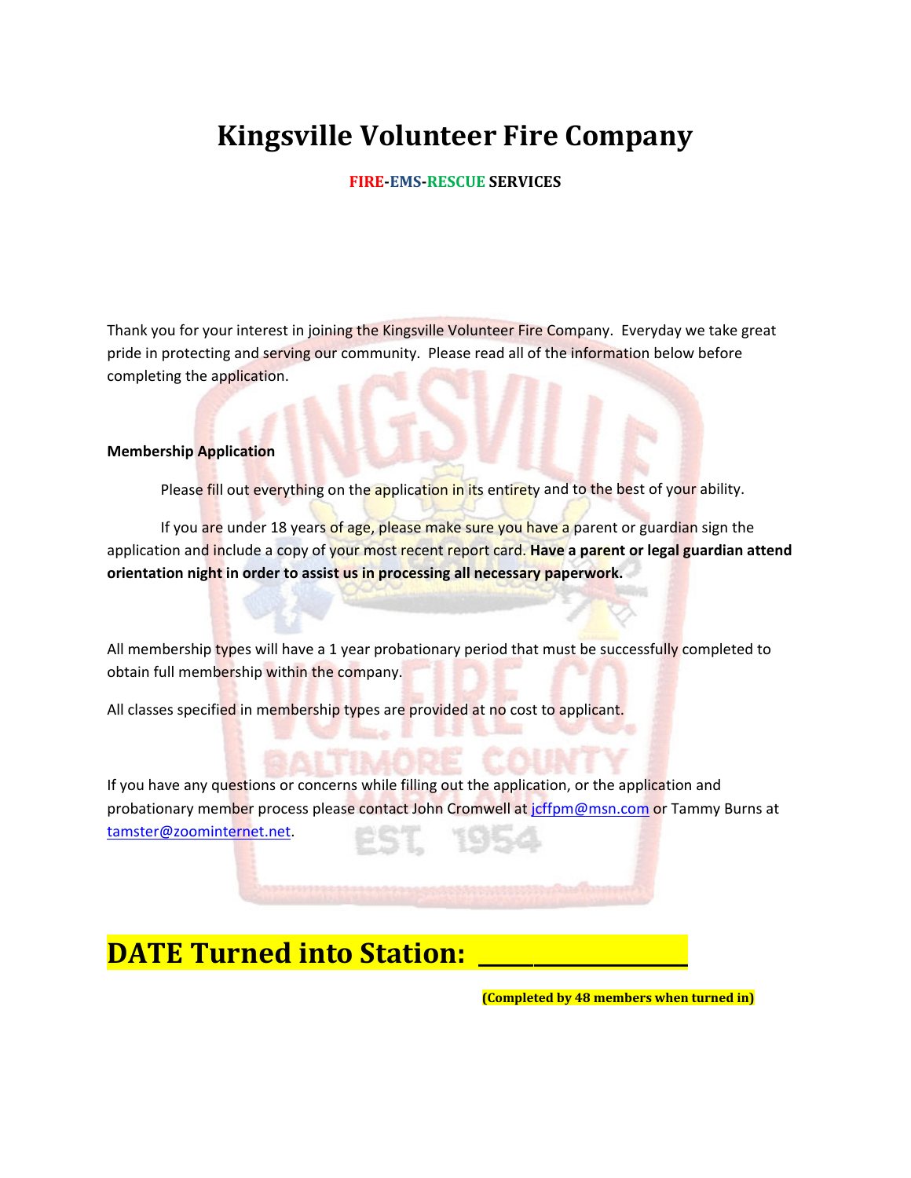# Kingsville Volunteer Fire Company

**FIRE-EMS-RESCUE SERVICES**

Thank you for your interest in joining the Kingsville Volunteer Fire Company. Everyday we take great pride in protecting and serving our community. Please read all of the information below before completing the application.

**Membership Application**

Please fill out everything on the application in its entirety and to the best of your ability.

If you are under 18 years of age, please make sure you have a parent or guardian sign the application and include a copy of your most recent report card. **Have a parent or legal guardian attend orientation night in order to assist us in processing all necessary paperwork.**

All membership types will have a 1 year probationary period that must be successfully completed to obtain full membership within the company.

All classes specified in membership types are provided at no cost to applicant.

If you have any questions or concerns while filling out the application, or the application and probationary member process please contact John Cromwell at jcffpm@msn.com or Tammy Burns at tamster@zoominternet.net.

## DATE Turned into Station: ________________

**(Completed by 48 members when turned in)**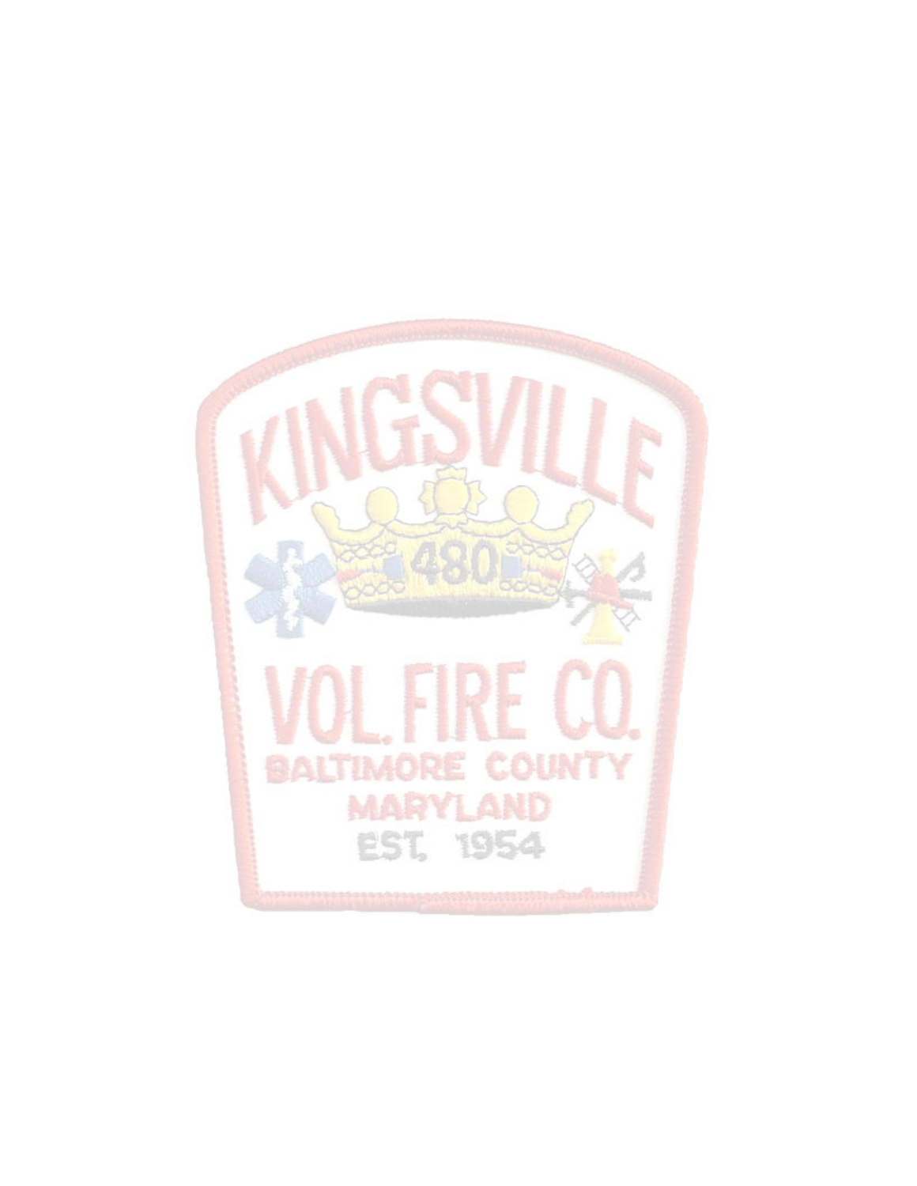KINGSVILLE

480

VOL. FIRE CO.

BALTIMORE COUNTY

MARYLAND

EST. 1954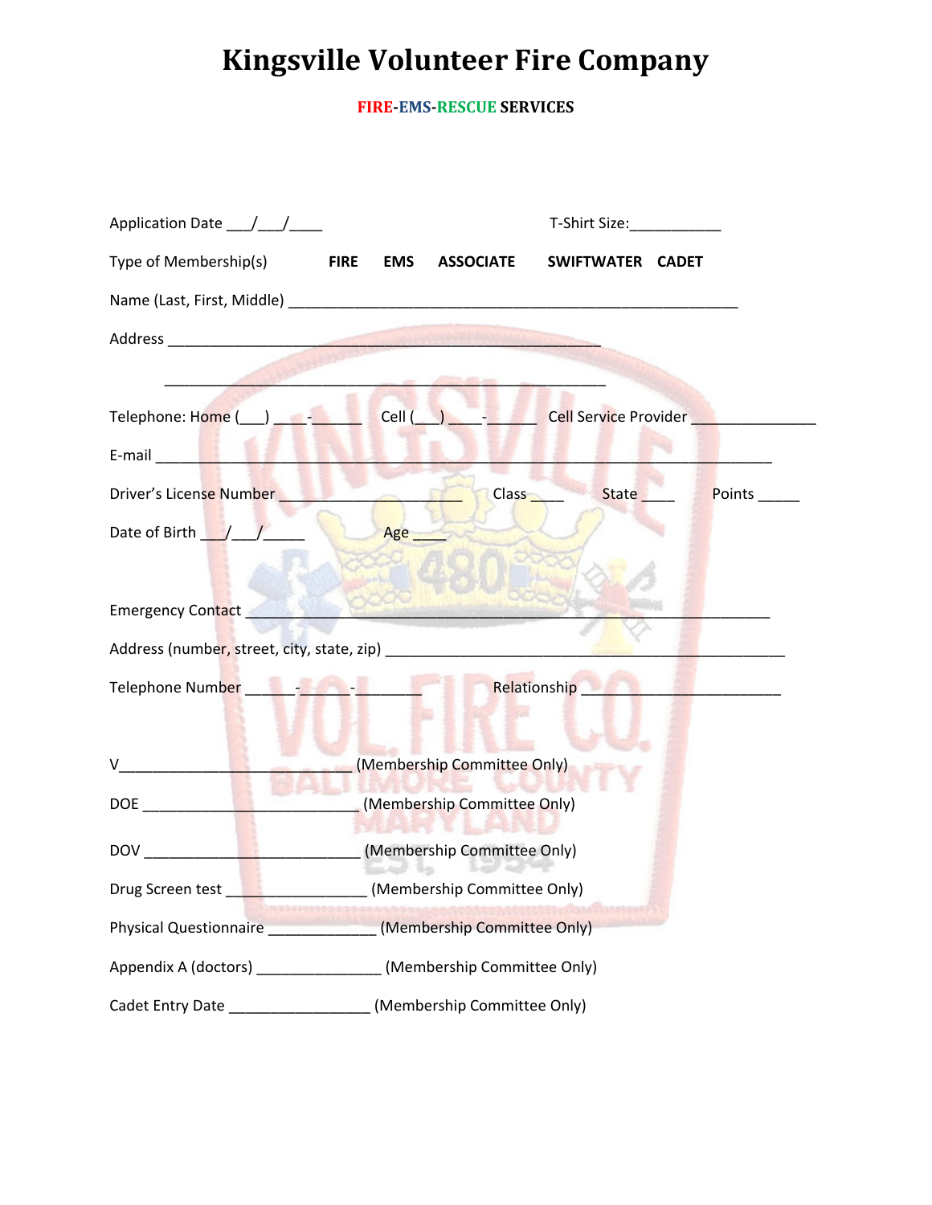# Kingsville Volunteer Fire Company

**FIRE-EMS-RESCUE SERVICES**

Application Date ___/___/____ T-Shirt Size:___________

Type of Membership(s) **FIRE** **EMS** **ASSOCIATE** **SWIFTWATER** **CADET**

Name (Last, First, Middle) ________________________________________________________

Address ______________________________________________________

______________________________________________________

Telephone: Home (___) ____-______ Cell (___) ____-______ Cell Service Provider _______________

E-mail ___________________________________________________________________________

Driver's License Number _______________________ Class ____ State ____ Points _____

Date of Birth ___/___/_____ Age ____

Emergency Contact ________________________________________________________________

Address (number, street, city, state, zip) ________________________________________________

Telephone Number ______-______-________ Relationship _________________________

V_____________________________ (Membership Committee Only)

DOE ___________________________ (Membership Committee Only)

DOV ___________________________ (Membership Committee Only)

Drug Screen test _________________ (Membership Committee Only)

Physical Questionnaire _____________ (Membership Committee Only)

Appendix A (doctors) _______________ (Membership Committee Only)

Cadet Entry Date _________________ (Membership Committee Only)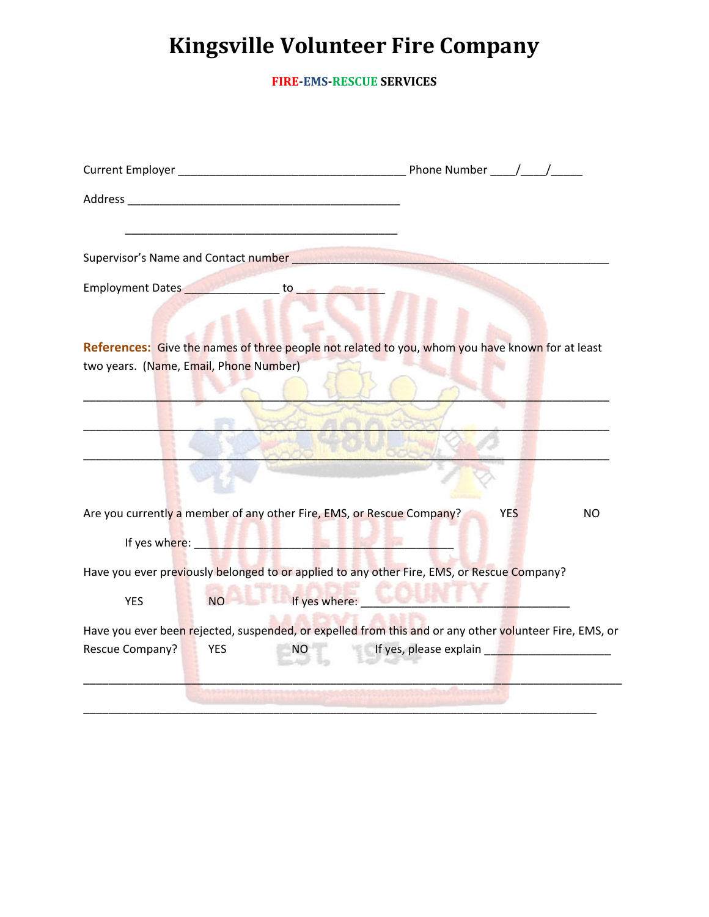# Kingsville Volunteer Fire Company

**FIRE-EMS-RESCUE SERVICES**

Current Employer ___________________________________ Phone Number ____/____/_____

Address __________________________________________

__________________________________________

Supervisor's Name and Contact number ______________________________________________

Employment Dates _______________ to _____________

**References:** Give the names of three people not related to you, whom you have known for at least two years. (Name, Email, Phone Number)

_______________________________________________________________________________

_______________________________________________________________________________

_______________________________________________________________________________

Are you currently a member of any other Fire, EMS, or Rescue Company? YES NO

If yes where: ________________________________________

Have you ever previously belonged to or applied to any other Fire, EMS, or Rescue Company?

YES NO If yes where: ________________________________

Have you ever been rejected, suspended, or expelled from this and or any other volunteer Fire, EMS, or Rescue Company? YES NO If yes, please explain ____________________

_________________________________________________________________________________

_______________________________________________________________________________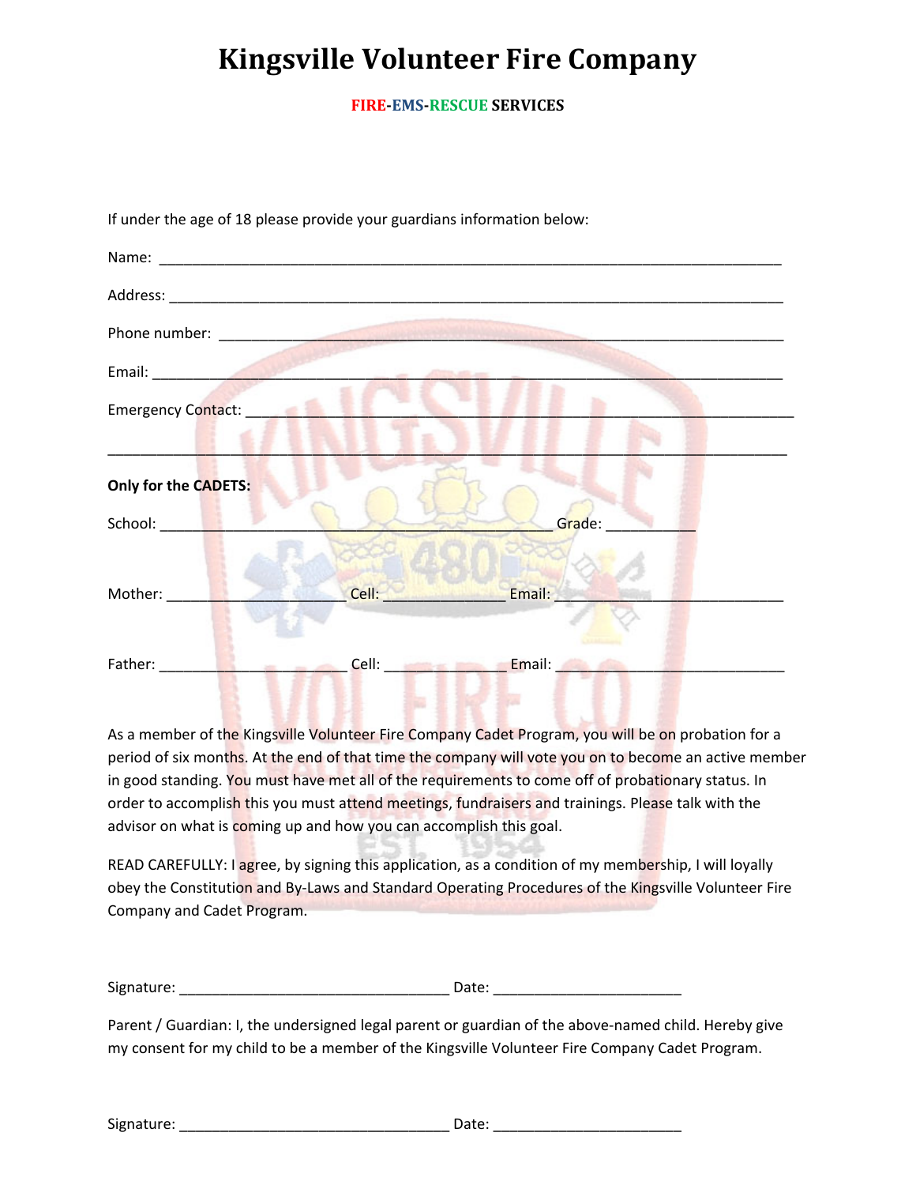# Kingsville Volunteer Fire Company

**FIRE-EMS-RESCUE SERVICES**

If under the age of 18 please provide your guardians information below:

Name: ___________________________________________________________________________

Address: _________________________________________________________________________

Phone number: ____________________________________________________________________

Email: ___________________________________________________________________________

Emergency Contact: ________________________________________________________________

_________________________________________________________________________________

**Only for the CADETS:**

School: _______________________________________________ Grade: ___________

Mother: ______________________ Cell: ______________ Email: ___________________________

Father: ______________________ Cell: ______________ Email: ___________________________

As a member of the Kingsville Volunteer Fire Company Cadet Program, you will be on probation for a period of six months. At the end of that time the company will vote you on to become an active member in good standing. You must have met all of the requirements to come off of probationary status. In order to accomplish this you must attend meetings, fundraisers and trainings. Please talk with the advisor on what is coming up and how you can accomplish this goal.

READ CAREFULLY: I agree, by signing this application, as a condition of my membership, I will loyally obey the Constitution and By-Laws and Standard Operating Procedures of the Kingsville Volunteer Fire Company and Cadet Program.

Signature: _________________________________ Date: _______________________

Parent / Guardian: I, the undersigned legal parent or guardian of the above-named child. Hereby give my consent for my child to be a member of the Kingsville Volunteer Fire Company Cadet Program.

Signature: _________________________________ Date: _______________________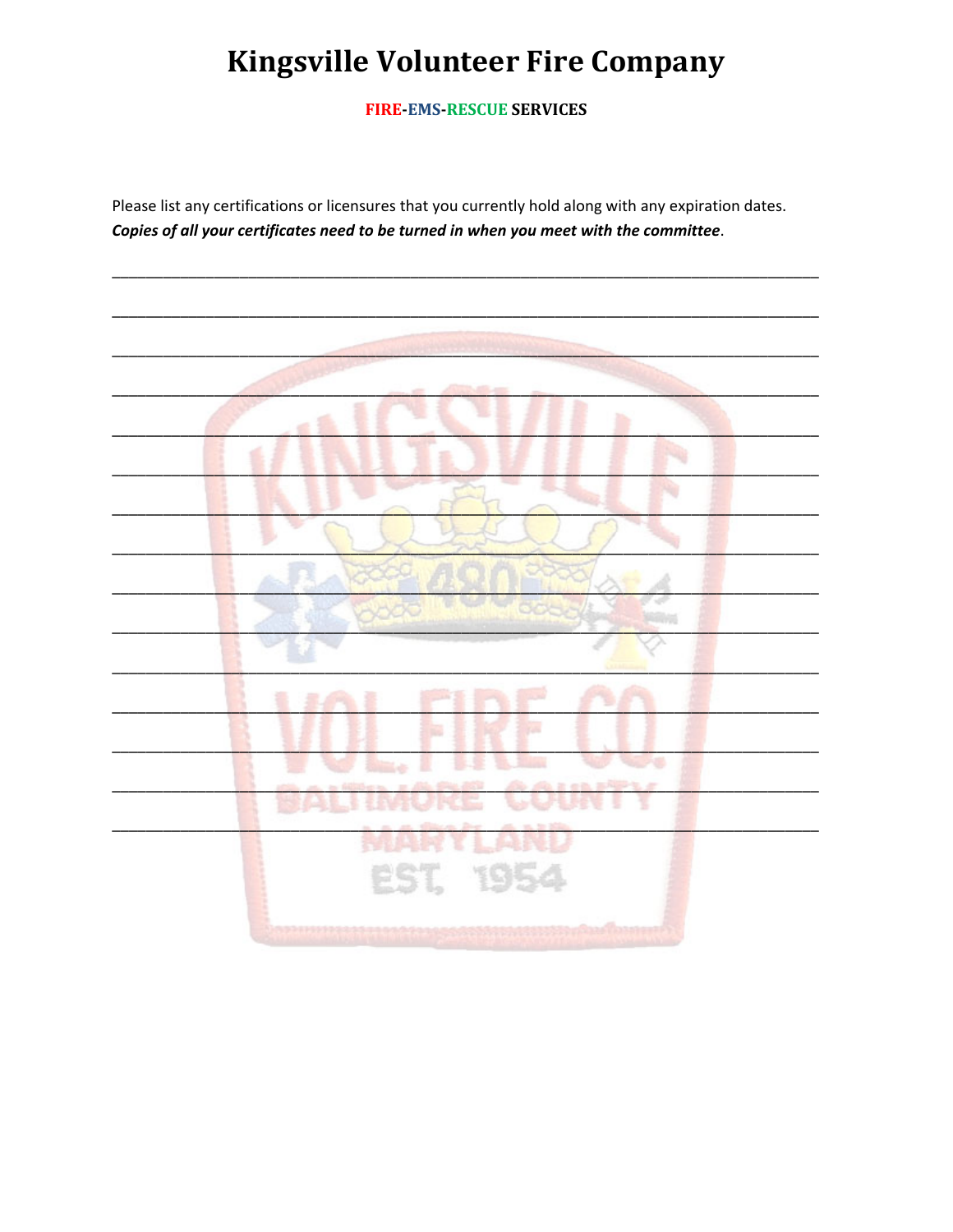# Kingsville Volunteer Fire Company

**FIRE-EMS-RESCUE SERVICES**

Please list any certifications or licensures that you currently hold along with any expiration dates. ***Copies of all your certificates need to be turned in when you meet with the committee***.

_______________________________________________________________________________

_______________________________________________________________________________

_______________________________________________________________________________

_______________________________________________________________________________

_______________________________________________________________________________

_______________________________________________________________________________

_______________________________________________________________________________

_______________________________________________________________________________

_______________________________________________________________________________

_______________________________________________________________________________

_______________________________________________________________________________

_______________________________________________________________________________

_______________________________________________________________________________

_______________________________________________________________________________

_______________________________________________________________________________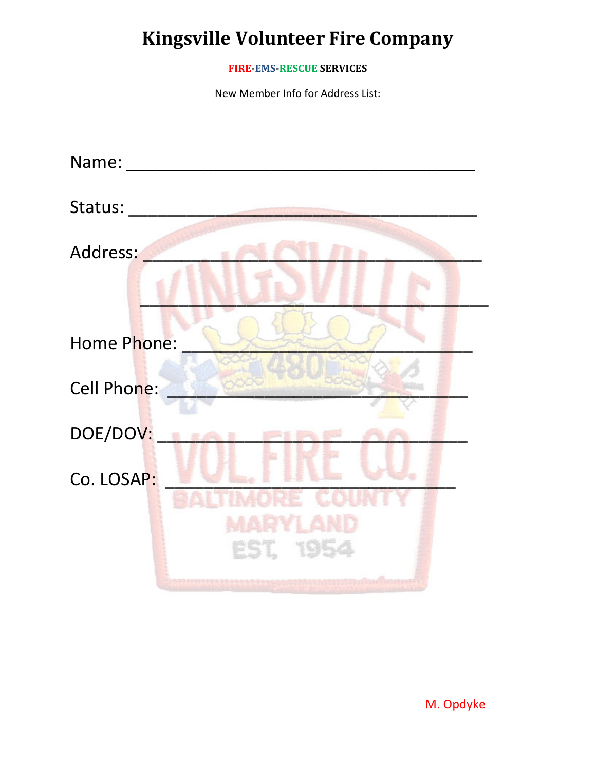# Kingsville Volunteer Fire Company

**FIRE-EMS-RESCUE SERVICES**

New Member Info for Address List:

Name: ____________________________________

Status: ____________________________________

Address: __________________________________

____________________________________

Home Phone: ______________________________

Cell Phone: _______________________________

DOE/DOV: ________________________________

Co. LOSAP: _______________________________

M. Opdyke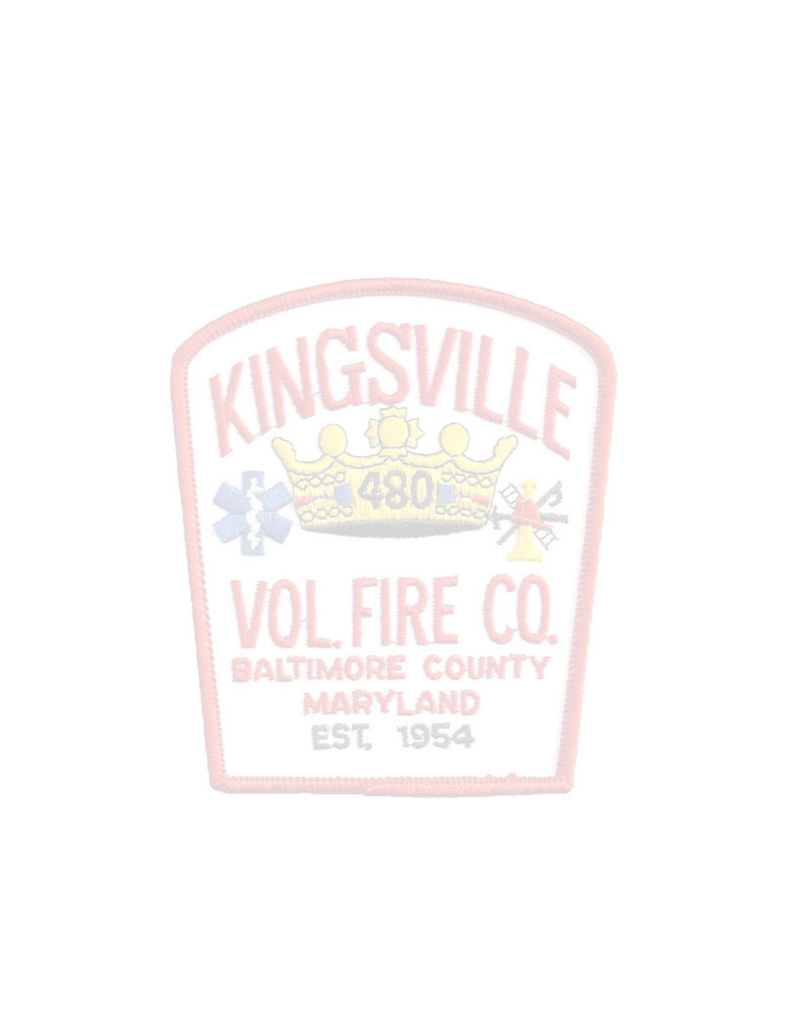KINGSVILLE

480

VOL. FIRE CO.

BALTIMORE COUNTY

MARYLAND

EST. 1954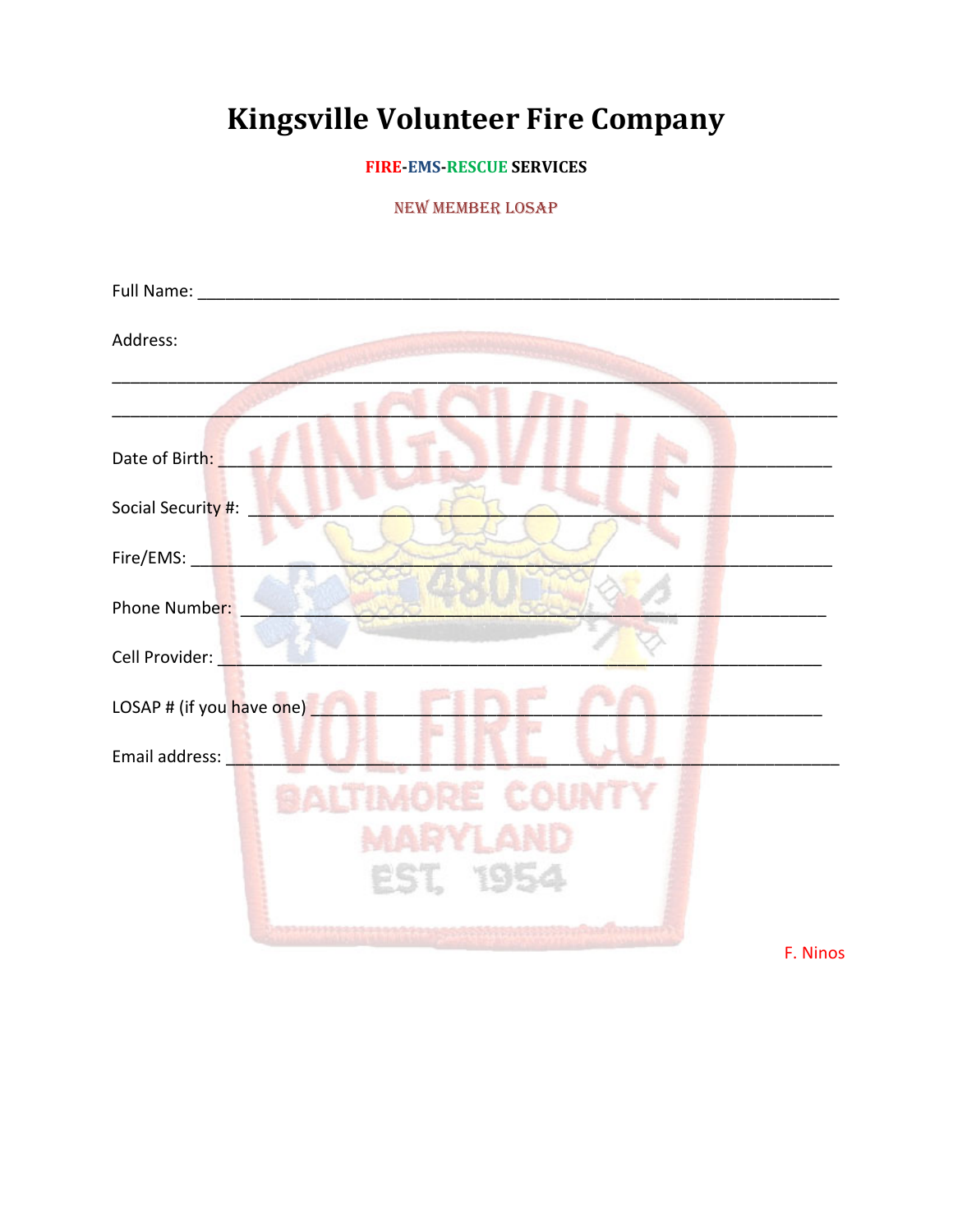# Kingsville Volunteer Fire Company

**FIRE-EMS-RESCUE SERVICES**

NEW MEMBER LOSAP

Full Name: ______________________________________________________________________

Address:

__________________________________________________________________________________

__________________________________________________________________________________

Date of Birth: ____________________________________________________________________

Social Security #: _________________________________________________________________

Fire/EMS: ________________________________________________________________________

Phone Number: __________________________________________________________________

Cell Provider: _____________________________________________________________________

LOSAP # (if you have one) ________________________________________________________

Email address: ____________________________________________________________________

F. Ninos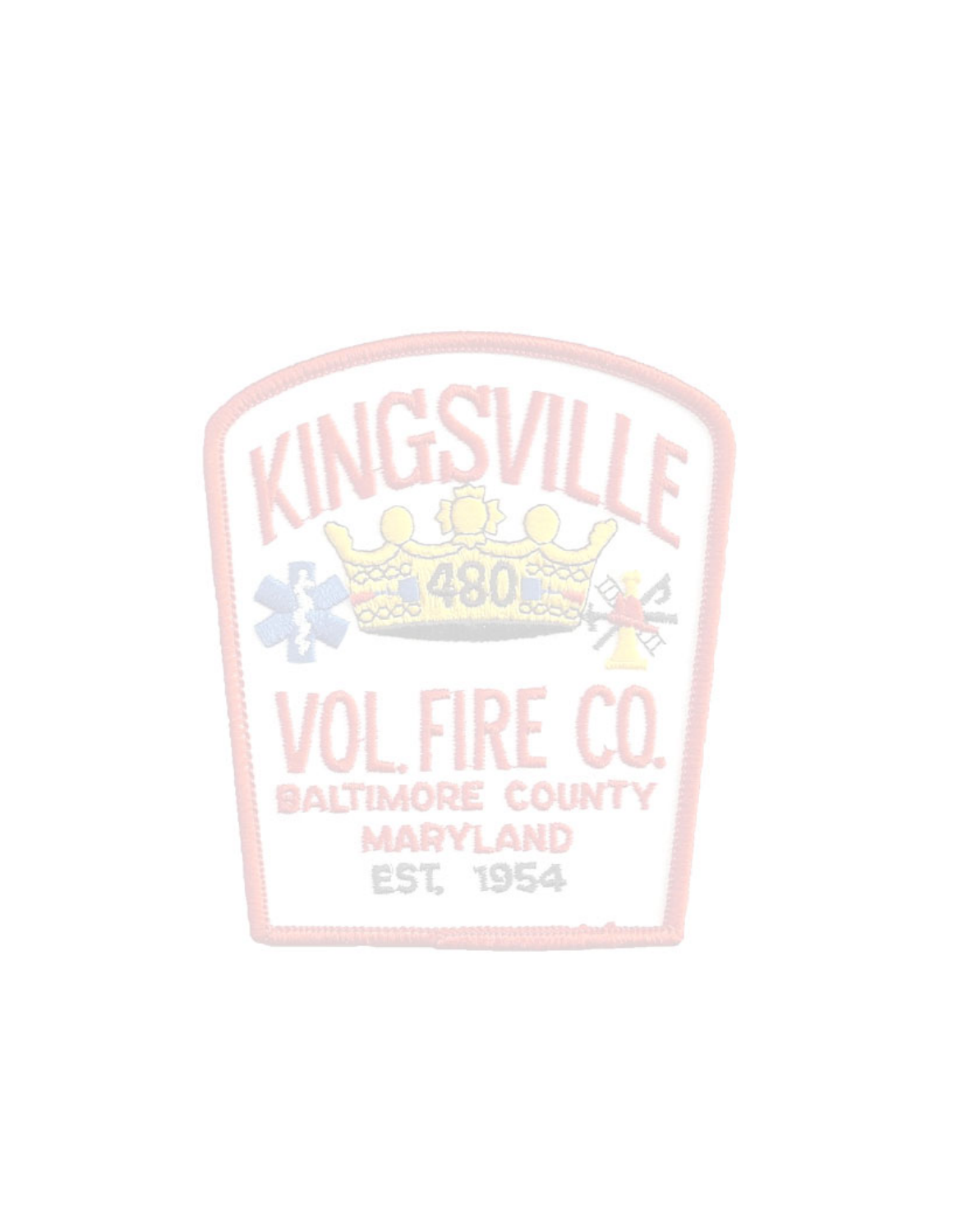KINGSVILLE

480

VOL. FIRE CO.

BALTIMORE COUNTY

MARYLAND

EST. 1954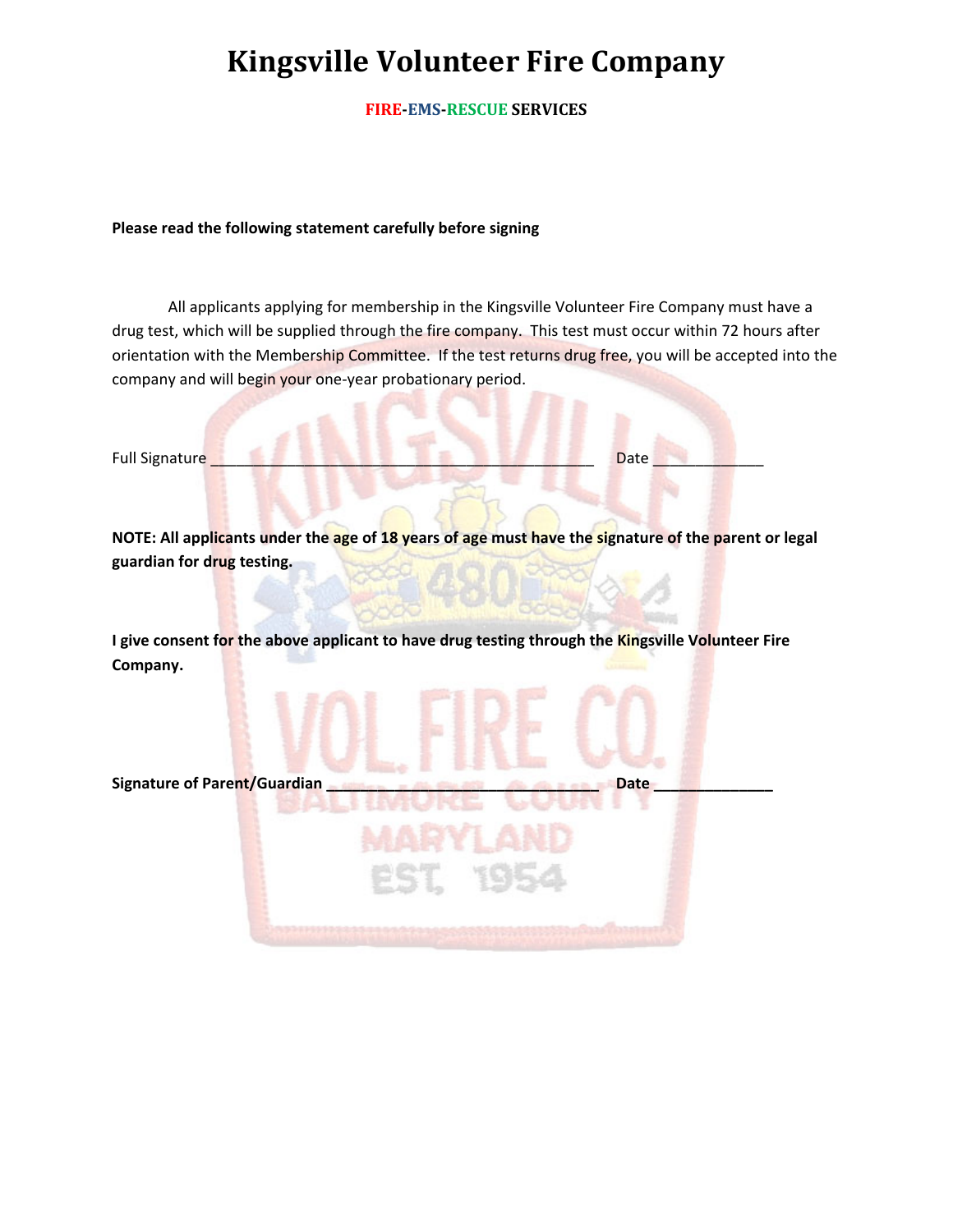# Kingsville Volunteer Fire Company

**FIRE-EMS-RESCUE SERVICES**

**Please read the following statement carefully before signing**

All applicants applying for membership in the Kingsville Volunteer Fire Company must have a drug test, which will be supplied through the fire company. This test must occur within 72 hours after orientation with the Membership Committee. If the test returns drug free, you will be accepted into the company and will begin your one-year probationary period.

Full Signature ______________________________________________ Date _____________

**NOTE: All applicants under the age of 18 years of age must have the signature of the parent or legal guardian for drug testing.**

**I give consent for the above applicant to have drug testing through the Kingsville Volunteer Fire Company.**

**Signature of Parent/Guardian ________________________________ Date ______________**